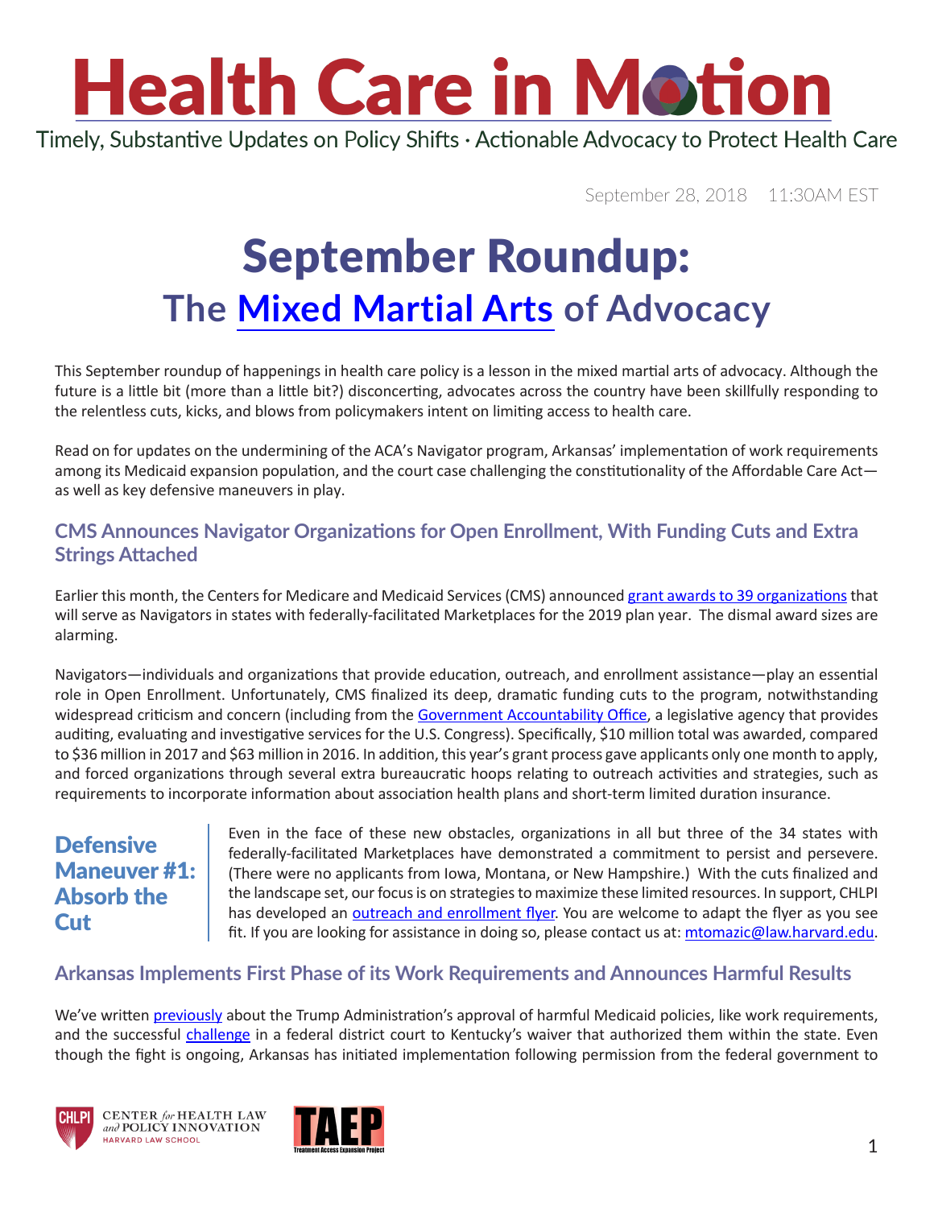# Health Care in Motion

Timely, Substantive Updates on Policy Shifts · Actionable Advocacy to Protect Health Care

September 28, 2018 11:30AM EST

# September Roundup:
## The Mixed Martial Arts of Advocacy

This September roundup of happenings in health care policy is a lesson in the mixed martial arts of advocacy. Although the future is a little bit (more than a little bit?) disconcerting, advocates across the country have been skillfully responding to the relentless cuts, kicks, and blows from policymakers intent on limiting access to health care.

Read on for updates on the undermining of the ACA's Navigator program, Arkansas' implementation of work requirements among its Medicaid expansion population, and the court case challenging the constitutionality of the Affordable Care Act—as well as key defensive maneuvers in play.

### CMS Announces Navigator Organizations for Open Enrollment, With Funding Cuts and Extra Strings Attached

Earlier this month, the Centers for Medicare and Medicaid Services (CMS) announced grant awards to 39 organizations that will serve as Navigators in states with federally-facilitated Marketplaces for the 2019 plan year. The dismal award sizes are alarming.

Navigators—individuals and organizations that provide education, outreach, and enrollment assistance—play an essential role in Open Enrollment. Unfortunately, CMS finalized its deep, dramatic funding cuts to the program, notwithstanding widespread criticism and concern (including from the Government Accountability Office, a legislative agency that provides auditing, evaluating and investigative services for the U.S. Congress). Specifically, $10 million total was awarded, compared to $36 million in 2017 and $63 million in 2016. In addition, this year's grant process gave applicants only one month to apply, and forced organizations through several extra bureaucratic hoops relating to outreach activities and strategies, such as requirements to incorporate information about association health plans and short-term limited duration insurance.

**Defensive Maneuver #1: Absorb the Cut**

Even in the face of these new obstacles, organizations in all but three of the 34 states with federally-facilitated Marketplaces have demonstrated a commitment to persist and persevere. (There were no applicants from Iowa, Montana, or New Hampshire.) With the cuts finalized and the landscape set, our focus is on strategies to maximize these limited resources. In support, CHLPI has developed an outreach and enrollment flyer. You are welcome to adapt the flyer as you see fit. If you are looking for assistance in doing so, please contact us at: mtomazic@law.harvard.edu.

### Arkansas Implements First Phase of its Work Requirements and Announces Harmful Results

We've written previously about the Trump Administration's approval of harmful Medicaid policies, like work requirements, and the successful challenge in a federal district court to Kentucky's waiver that authorized them within the state. Even though the fight is ongoing, Arkansas has initiated implementation following permission from the federal government to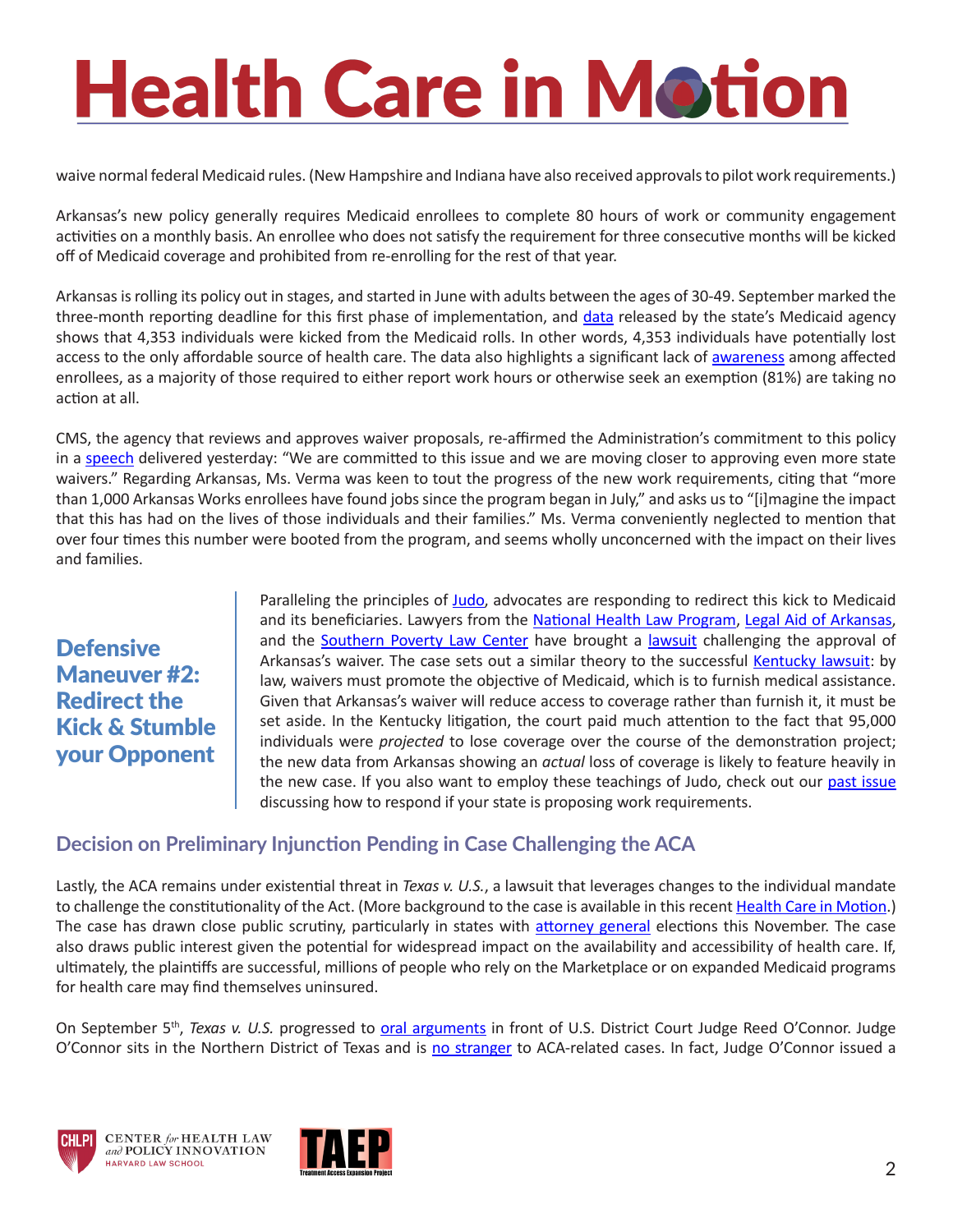waive normal federal Medicaid rules. (New Hampshire and Indiana have also received approvals to pilot work requirements.)

Arkansas's new policy generally requires Medicaid enrollees to complete 80 hours of work or community engagement activities on a monthly basis. An enrollee who does not satisfy the requirement for three consecutive months will be kicked off of Medicaid coverage and prohibited from re-enrolling for the rest of that year.

Arkansas is rolling its policy out in stages, and started in June with adults between the ages of 30-49. September marked the three-month reporting deadline for this first phase of implementation, and data released by the state's Medicaid agency shows that 4,353 individuals were kicked from the Medicaid rolls. In other words, 4,353 individuals have potentially lost access to the only affordable source of health care. The data also highlights a significant lack of awareness among affected enrollees, as a majority of those required to either report work hours or otherwise seek an exemption (81%) are taking no action at all.

CMS, the agency that reviews and approves waiver proposals, re-affirmed the Administration's commitment to this policy in a speech delivered yesterday: "We are committed to this issue and we are moving closer to approving even more state waivers." Regarding Arkansas, Ms. Verma was keen to tout the progress of the new work requirements, citing that "more than 1,000 Arkansas Works enrollees have found jobs since the program began in July," and asks us to "[i]magine the impact that this has had on the lives of those individuals and their families." Ms. Verma conveniently neglected to mention that over four times this number were booted from the program, and seems wholly unconcerned with the impact on their lives and families.

### Defensive Maneuver #2: Redirect the Kick & Stumble your Opponent

Paralleling the principles of Judo, advocates are responding to redirect this kick to Medicaid and its beneficiaries. Lawyers from the National Health Law Program, Legal Aid of Arkansas, and the Southern Poverty Law Center have brought a lawsuit challenging the approval of Arkansas's waiver. The case sets out a similar theory to the successful Kentucky lawsuit: by law, waivers must promote the objective of Medicaid, which is to furnish medical assistance. Given that Arkansas's waiver will reduce access to coverage rather than furnish it, it must be set aside. In the Kentucky litigation, the court paid much attention to the fact that 95,000 individuals were *projected* to lose coverage over the course of the demonstration project; the new data from Arkansas showing an *actual* loss of coverage is likely to feature heavily in the new case. If you also want to employ these teachings of Judo, check out our past issue discussing how to respond if your state is proposing work requirements.

## Decision on Preliminary Injunction Pending in Case Challenging the ACA

Lastly, the ACA remains under existential threat in *Texas v. U.S.*, a lawsuit that leverages changes to the individual mandate to challenge the constitutionality of the Act. (More background to the case is available in this recent Health Care in Motion.) The case has drawn close public scrutiny, particularly in states with attorney general elections this November. The case also draws public interest given the potential for widespread impact on the availability and accessibility of health care. If, ultimately, the plaintiffs are successful, millions of people who rely on the Marketplace or on expanded Medicaid programs for health care may find themselves uninsured.

On September 5th, *Texas v. U.S.* progressed to oral arguments in front of U.S. District Court Judge Reed O'Connor. Judge O'Connor sits in the Northern District of Texas and is no stranger to ACA-related cases. In fact, Judge O'Connor issued a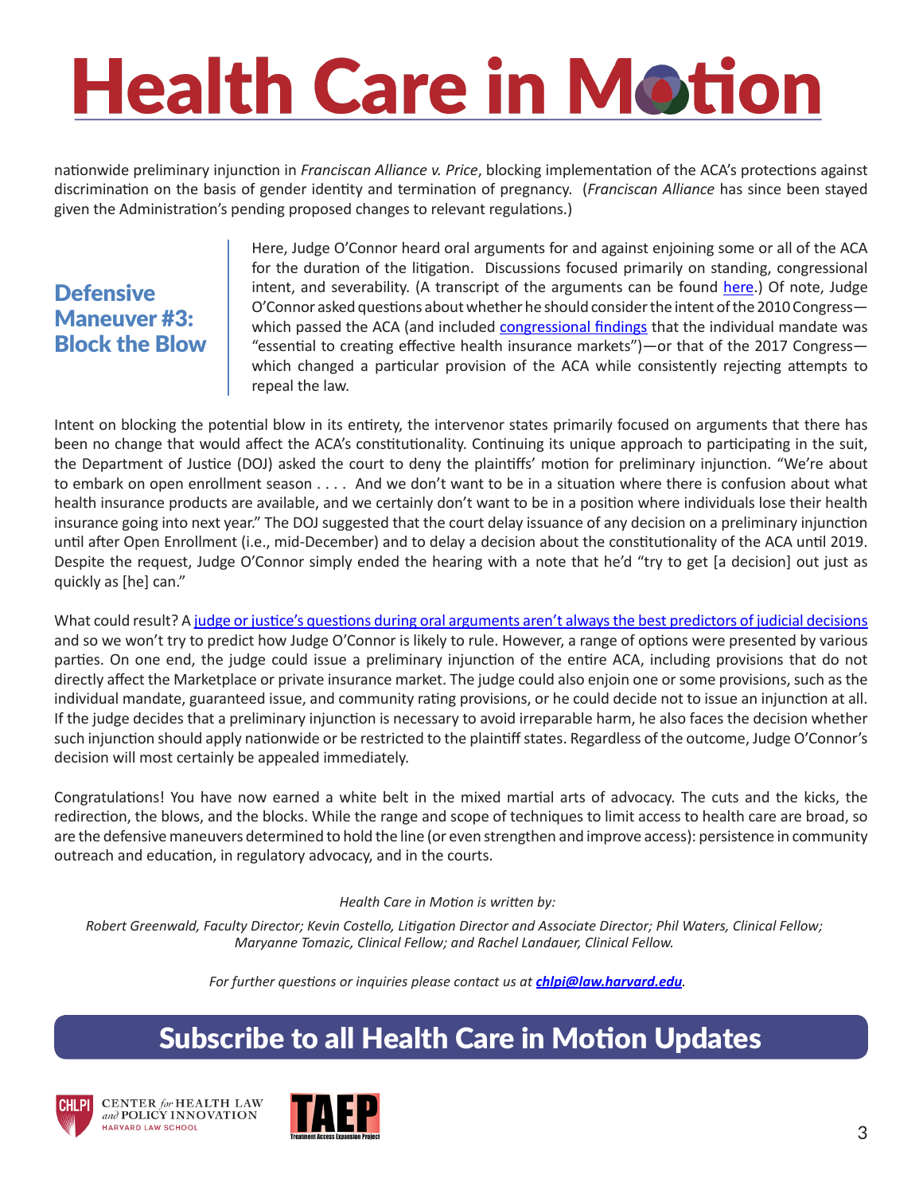nationwide preliminary injunction in *Franciscan Alliance v. Price*, blocking implementation of the ACA's protections against discrimination on the basis of gender identity and termination of pregnancy. (*Franciscan Alliance* has since been stayed given the Administration's pending proposed changes to relevant regulations.)

## Defensive Maneuver #3: Block the Blow

Here, Judge O'Connor heard oral arguments for and against enjoining some or all of the ACA for the duration of the litigation. Discussions focused primarily on standing, congressional intent, and severability. (A transcript of the arguments can be found here.) Of note, Judge O'Connor asked questions about whether he should consider the intent of the 2010 Congress—which passed the ACA (and included congressional findings that the individual mandate was "essential to creating effective health insurance markets")—or that of the 2017 Congress—which changed a particular provision of the ACA while consistently rejecting attempts to repeal the law.

Intent on blocking the potential blow in its entirety, the intervenor states primarily focused on arguments that there has been no change that would affect the ACA's constitutionality. Continuing its unique approach to participating in the suit, the Department of Justice (DOJ) asked the court to deny the plaintiffs' motion for preliminary injunction. "We're about to embark on open enrollment season . . . . And we don't want to be in a situation where there is confusion about what health insurance products are available, and we certainly don't want to be in a position where individuals lose their health insurance going into next year." The DOJ suggested that the court delay issuance of any decision on a preliminary injunction until after Open Enrollment (i.e., mid-December) and to delay a decision about the constitutionality of the ACA until 2019. Despite the request, Judge O'Connor simply ended the hearing with a note that he'd "try to get [a decision] out just as quickly as [he] can."

What could result? A judge or justice's questions during oral arguments aren't always the best predictors of judicial decisions and so we won't try to predict how Judge O'Connor is likely to rule. However, a range of options were presented by various parties. On one end, the judge could issue a preliminary injunction of the entire ACA, including provisions that do not directly affect the Marketplace or private insurance market. The judge could also enjoin one or some provisions, such as the individual mandate, guaranteed issue, and community rating provisions, or he could decide not to issue an injunction at all. If the judge decides that a preliminary injunction is necessary to avoid irreparable harm, he also faces the decision whether such injunction should apply nationwide or be restricted to the plaintiff states. Regardless of the outcome, Judge O'Connor's decision will most certainly be appealed immediately.

Congratulations! You have now earned a white belt in the mixed martial arts of advocacy. The cuts and the kicks, the redirection, the blows, and the blocks. While the range and scope of techniques to limit access to health care are broad, so are the defensive maneuvers determined to hold the line (or even strengthen and improve access): persistence in community outreach and education, in regulatory advocacy, and in the courts.

*Health Care in Motion is written by:*

*Robert Greenwald, Faculty Director; Kevin Costello, Litigation Director and Associate Director; Phil Waters, Clinical Fellow; Maryanne Tomazic, Clinical Fellow; and Rachel Landauer, Clinical Fellow.*

*For further questions or inquiries please contact us at **chlpi@law.harvard.edu**.*

**Subscribe to all Health Care in Motion Updates**

CENTER *for* HEALTH LAW *and* POLICY INNOVATION
HARVARD LAW SCHOOL

TAEP Treatment Access Expansion Project